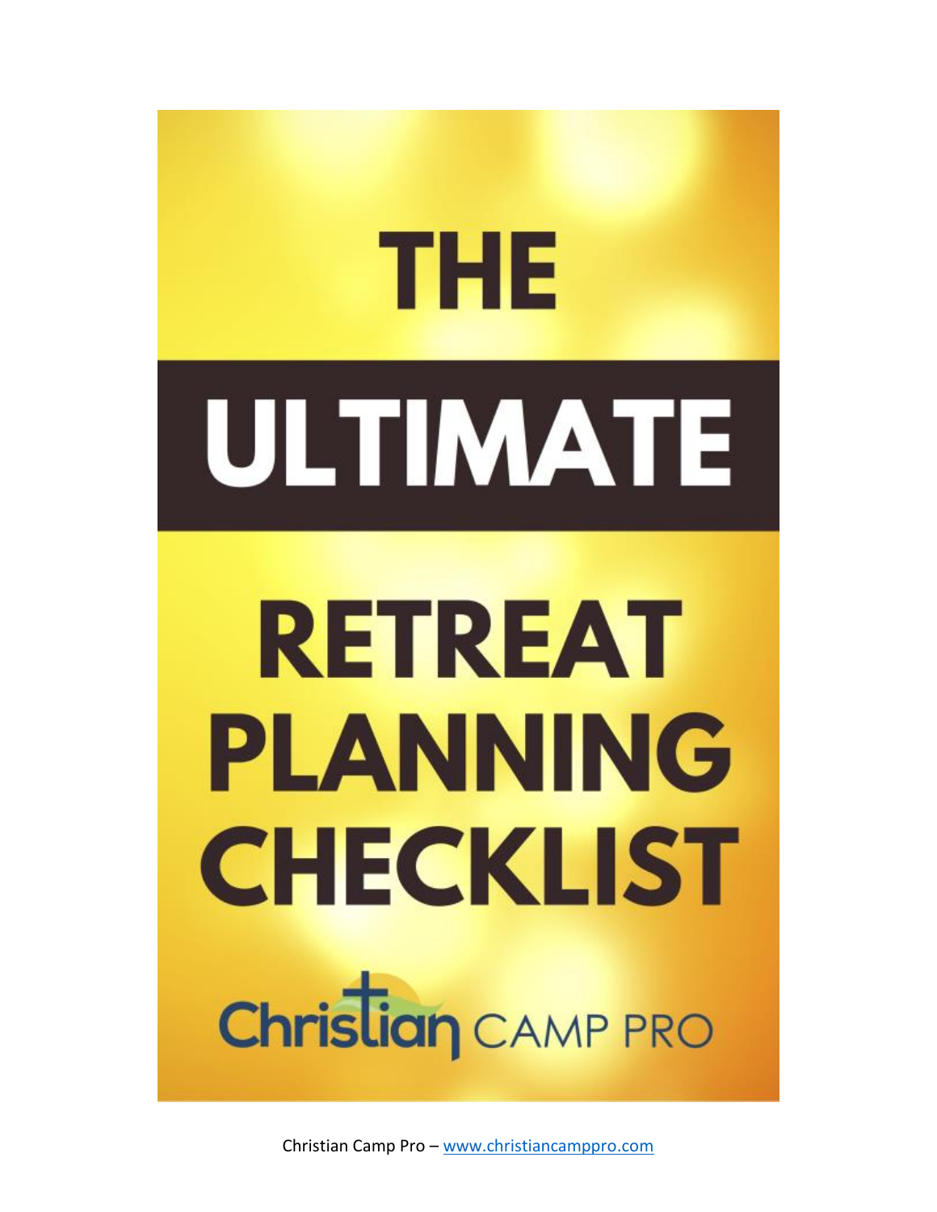# THE ULTIMATE RETREAT PLANNING CHECKLIST

Christian CAMP PRO

Christian Camp Pro – www.christiancamppro.com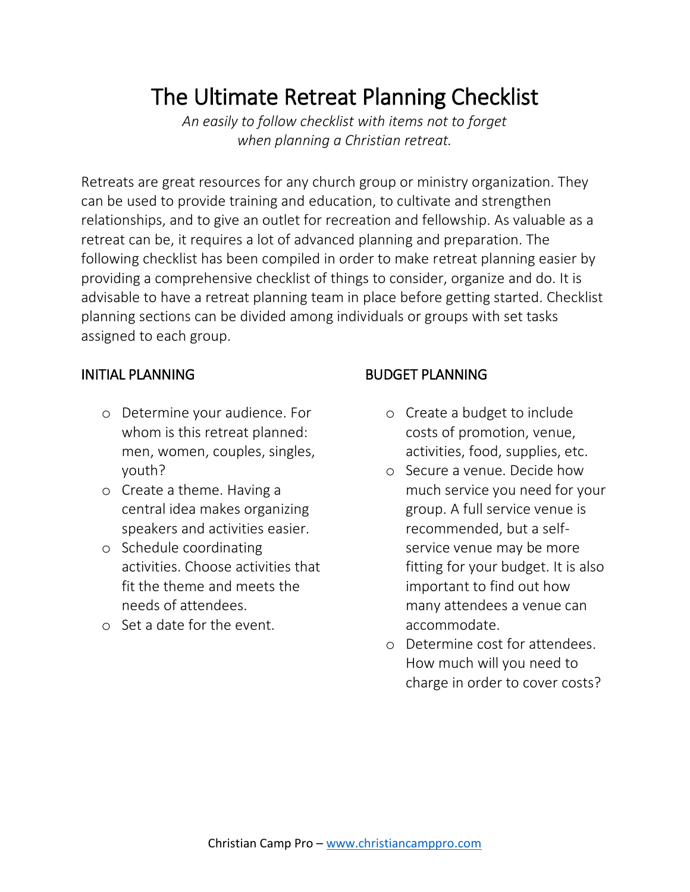# The Ultimate Retreat Planning Checklist

*An easily to follow checklist with items not to forget when planning a Christian retreat.*

Retreats are great resources for any church group or ministry organization. They can be used to provide training and education, to cultivate and strengthen relationships, and to give an outlet for recreation and fellowship. As valuable as a retreat can be, it requires a lot of advanced planning and preparation. The following checklist has been compiled in order to make retreat planning easier by providing a comprehensive checklist of things to consider, organize and do. It is advisable to have a retreat planning team in place before getting started. Checklist planning sections can be divided among individuals or groups with set tasks assigned to each group.

## INITIAL PLANNING

- Determine your audience. For whom is this retreat planned: men, women, couples, singles, youth?
- Create a theme. Having a central idea makes organizing speakers and activities easier.
- Schedule coordinating activities. Choose activities that fit the theme and meets the needs of attendees.
- Set a date for the event.

## BUDGET PLANNING

- Create a budget to include costs of promotion, venue, activities, food, supplies, etc.
- Secure a venue. Decide how much service you need for your group. A full service venue is recommended, but a self-service venue may be more fitting for your budget. It is also important to find out how many attendees a venue can accommodate.
- Determine cost for attendees. How much will you need to charge in order to cover costs?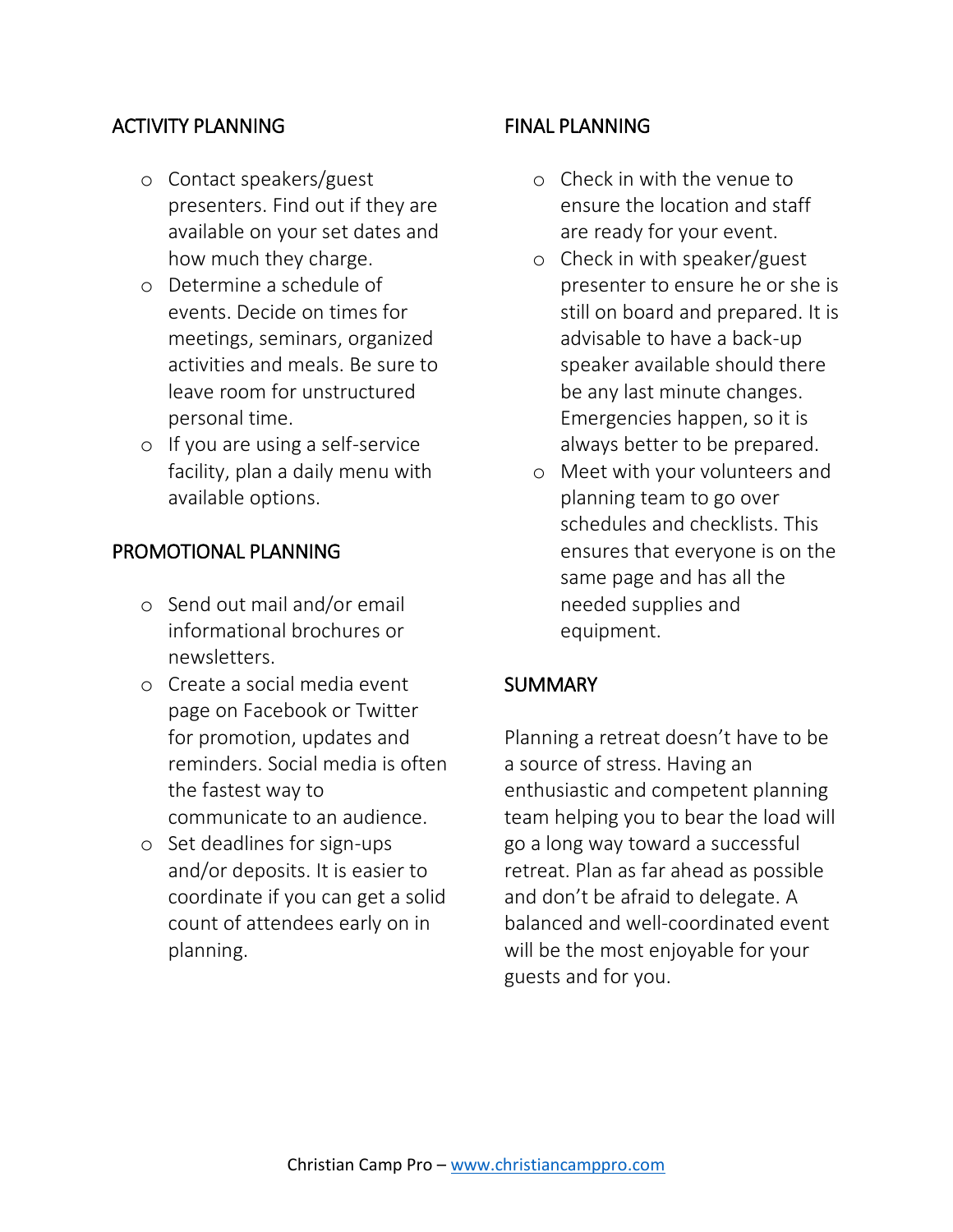## ACTIVITY PLANNING

- Contact speakers/guest presenters. Find out if they are available on your set dates and how much they charge.
- Determine a schedule of events. Decide on times for meetings, seminars, organized activities and meals. Be sure to leave room for unstructured personal time.
- If you are using a self-service facility, plan a daily menu with available options.

## PROMOTIONAL PLANNING

- Send out mail and/or email informational brochures or newsletters.
- Create a social media event page on Facebook or Twitter for promotion, updates and reminders. Social media is often the fastest way to communicate to an audience.
- Set deadlines for sign-ups and/or deposits. It is easier to coordinate if you can get a solid count of attendees early on in planning.

## FINAL PLANNING

- Check in with the venue to ensure the location and staff are ready for your event.
- Check in with speaker/guest presenter to ensure he or she is still on board and prepared. It is advisable to have a back-up speaker available should there be any last minute changes. Emergencies happen, so it is always better to be prepared.
- Meet with your volunteers and planning team to go over schedules and checklists. This ensures that everyone is on the same page and has all the needed supplies and equipment.

## SUMMARY

Planning a retreat doesn't have to be a source of stress. Having an enthusiastic and competent planning team helping you to bear the load will go a long way toward a successful retreat. Plan as far ahead as possible and don't be afraid to delegate. A balanced and well-coordinated event will be the most enjoyable for your guests and for you.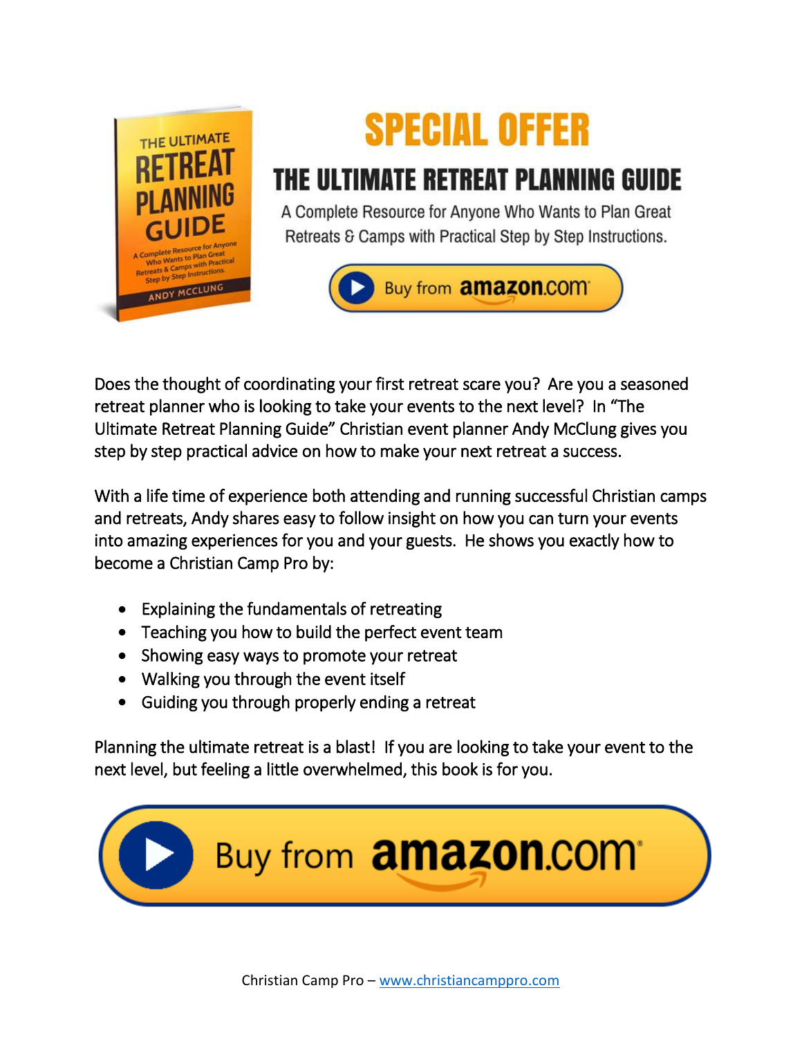# SPECIAL OFFER

## THE ULTIMATE RETREAT PLANNING GUIDE

A Complete Resource for Anyone Who Wants to Plan Great Retreats & Camps with Practical Step by Step Instructions.

Buy from amazon.com

Does the thought of coordinating your first retreat scare you? Are you a seasoned retreat planner who is looking to take your events to the next level? In "The Ultimate Retreat Planning Guide" Christian event planner Andy McClung gives you step by step practical advice on how to make your next retreat a success.

With a life time of experience both attending and running successful Christian camps and retreats, Andy shares easy to follow insight on how you can turn your events into amazing experiences for you and your guests. He shows you exactly how to become a Christian Camp Pro by:

- Explaining the fundamentals of retreating
- Teaching you how to build the perfect event team
- Showing easy ways to promote your retreat
- Walking you through the event itself
- Guiding you through properly ending a retreat

Planning the ultimate retreat is a blast! If you are looking to take your event to the next level, but feeling a little overwhelmed, this book is for you.

Buy from amazon.com